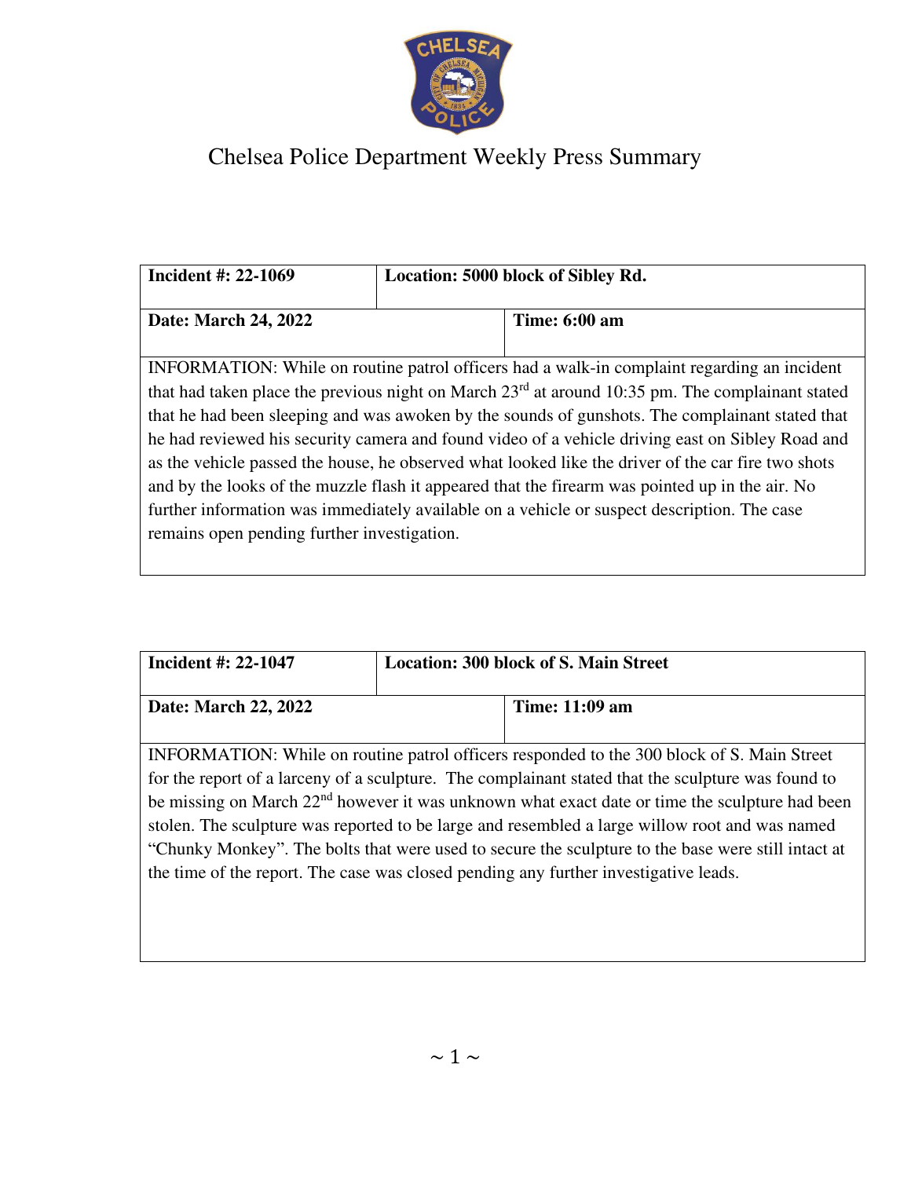# Chelsea Police Department Weekly Press Summary

| **Incident #: 22-1069** | **Location: 5000 block of Sibley Rd.** | |
|---|---|---|
| **Date: March 24, 2022** | | **Time: 6:00 am** |
| INFORMATION: While on routine patrol officers had a walk-in complaint regarding an incident that had taken place the previous night on March 23rd at around 10:35 pm. The complainant stated that he had been sleeping and was awoken by the sounds of gunshots. The complainant stated that he had reviewed his security camera and found video of a vehicle driving east on Sibley Road and as the vehicle passed the house, he observed what looked like the driver of the car fire two shots and by the looks of the muzzle flash it appeared that the firearm was pointed up in the air. No further information was immediately available on a vehicle or suspect description. The case remains open pending further investigation. | | |

| **Incident #: 22-1047** | **Location: 300 block of S. Main Street** | |
|---|---|---|
| **Date: March 22, 2022** | | **Time: 11:09 am** |
| INFORMATION: While on routine patrol officers responded to the 300 block of S. Main Street for the report of a larceny of a sculpture. The complainant stated that the sculpture was found to be missing on March 22nd however it was unknown what exact date or time the sculpture had been stolen. The sculpture was reported to be large and resembled a large willow root and was named "Chunky Monkey". The bolts that were used to secure the sculpture to the base were still intact at the time of the report. The case was closed pending any further investigative leads. | | |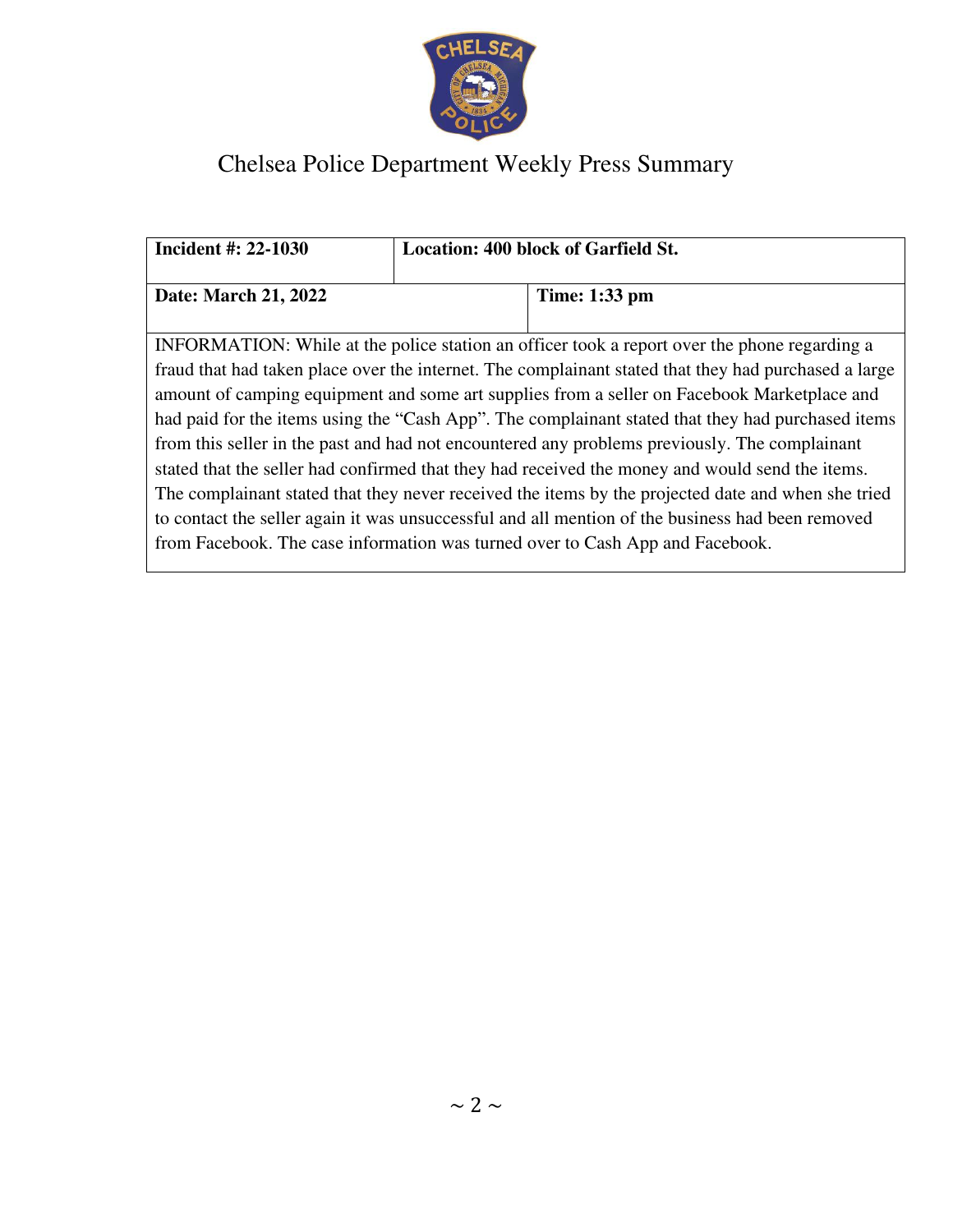# Chelsea Police Department Weekly Press Summary

| | |
|---|---|
| **Incident #: 22-1030** | **Location: 400 block of Garfield St.** |
| **Date: March 21, 2022** | **Time: 1:33 pm** |

INFORMATION: While at the police station an officer took a report over the phone regarding a fraud that had taken place over the internet. The complainant stated that they had purchased a large amount of camping equipment and some art supplies from a seller on Facebook Marketplace and had paid for the items using the "Cash App". The complainant stated that they had purchased items from this seller in the past and had not encountered any problems previously. The complainant stated that the seller had confirmed that they had received the money and would send the items. The complainant stated that they never received the items by the projected date and when she tried to contact the seller again it was unsuccessful and all mention of the business had been removed from Facebook. The case information was turned over to Cash App and Facebook.